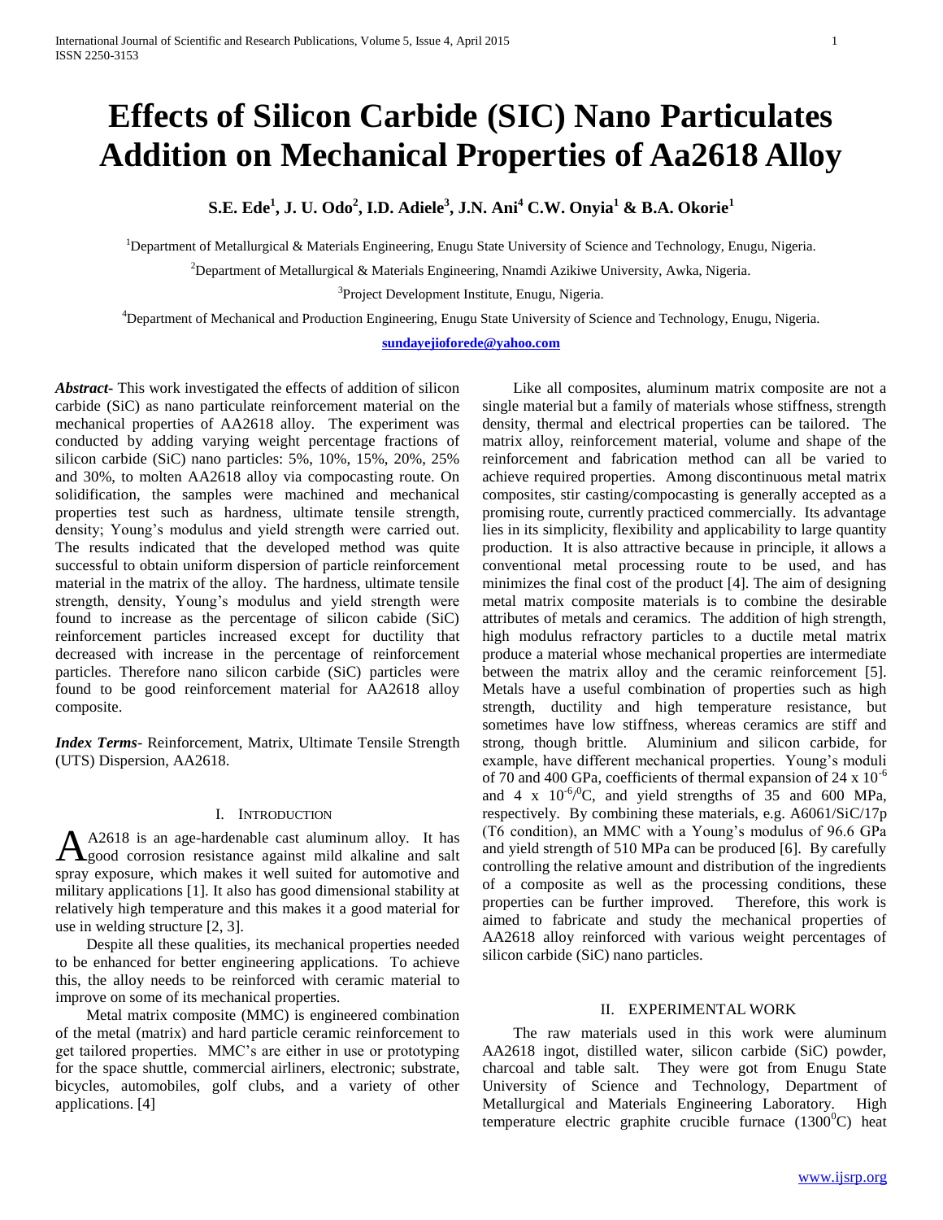# Effects of Silicon Carbide (SIC) Nano Particulates Addition on Mechanical Properties of Aa2618 Alloy

**S.E. Ede[1], J. U. Odo[2], I.D. Adiele[3], J.N. Ani[4] C.W. Onyia[1] & B.A. Okorie[1]**

[1]Department of Metallurgical & Materials Engineering, Enugu State University of Science and Technology, Enugu, Nigeria.

[2]Department of Metallurgical & Materials Engineering, Nnamdi Azikiwe University, Awka, Nigeria.

[3]Project Development Institute, Enugu, Nigeria.

[4]Department of Mechanical and Production Engineering, Enugu State University of Science and Technology, Enugu, Nigeria.

sundayejioforede@yahoo.com

***Abstract-*** This work investigated the effects of addition of silicon carbide (SiC) as nano particulate reinforcement material on the mechanical properties of AA2618 alloy. The experiment was conducted by adding varying weight percentage fractions of silicon carbide (SiC) nano particles: 5%, 10%, 15%, 20%, 25% and 30%, to molten AA2618 alloy via compocasting route. On solidification, the samples were machined and mechanical properties test such as hardness, ultimate tensile strength, density; Young's modulus and yield strength were carried out. The results indicated that the developed method was quite successful to obtain uniform dispersion of particle reinforcement material in the matrix of the alloy. The hardness, ultimate tensile strength, density, Young's modulus and yield strength were found to increase as the percentage of silicon cabide (SiC) reinforcement particles increased except for ductility that decreased with increase in the percentage of reinforcement particles. Therefore nano silicon carbide (SiC) particles were found to be good reinforcement material for AA2618 alloy composite.

***Index Terms*****-** Reinforcement, Matrix, Ultimate Tensile Strength (UTS) Dispersion, AA2618.

## I. Introduction

AA2618 is an age-hardenable cast aluminum alloy. It has good corrosion resistance against mild alkaline and salt spray exposure, which makes it well suited for automotive and military applications [1]. It also has good dimensional stability at relatively high temperature and this makes it a good material for use in welding structure [2, 3].

Despite all these qualities, its mechanical properties needed to be enhanced for better engineering applications. To achieve this, the alloy needs to be reinforced with ceramic material to improve on some of its mechanical properties.

Metal matrix composite (MMC) is engineered combination of the metal (matrix) and hard particle ceramic reinforcement to get tailored properties. MMC's are either in use or prototyping for the space shuttle, commercial airliners, electronic; substrate, bicycles, automobiles, golf clubs, and a variety of other applications. [4]

Like all composites, aluminum matrix composite are not a single material but a family of materials whose stiffness, strength density, thermal and electrical properties can be tailored. The matrix alloy, reinforcement material, volume and shape of the reinforcement and fabrication method can all be varied to achieve required properties. Among discontinuous metal matrix composites, stir casting/compocasting is generally accepted as a promising route, currently practiced commercially. Its advantage lies in its simplicity, flexibility and applicability to large quantity production. It is also attractive because in principle, it allows a conventional metal processing route to be used, and has minimizes the final cost of the product [4]. The aim of designing metal matrix composite materials is to combine the desirable attributes of metals and ceramics. The addition of high strength, high modulus refractory particles to a ductile metal matrix produce a material whose mechanical properties are intermediate between the matrix alloy and the ceramic reinforcement [5]. Metals have a useful combination of properties such as high strength, ductility and high temperature resistance, but sometimes have low stiffness, whereas ceramics are stiff and strong, though brittle. Aluminium and silicon carbide, for example, have different mechanical properties. Young's moduli of 70 and 400 GPa, coefficients of thermal expansion of $24 \times 10^{-6}$ and $4 \times 10^{-6}/^0C$, and yield strengths of 35 and 600 MPa, respectively. By combining these materials, e.g. A6061/SiC/17p (T6 condition), an MMC with a Young's modulus of 96.6 GPa and yield strength of 510 MPa can be produced [6]. By carefully controlling the relative amount and distribution of the ingredients of a composite as well as the processing conditions, these properties can be further improved. Therefore, this work is aimed to fabricate and study the mechanical properties of AA2618 alloy reinforced with various weight percentages of silicon carbide (SiC) nano particles.

## II. Experimental Work

The raw materials used in this work were aluminum AA2618 ingot, distilled water, silicon carbide (SiC) powder, charcoal and table salt. They were got from Enugu State University of Science and Technology, Department of Metallurgical and Materials Engineering Laboratory. High temperature electric graphite crucible furnace ($1300^0C$) heat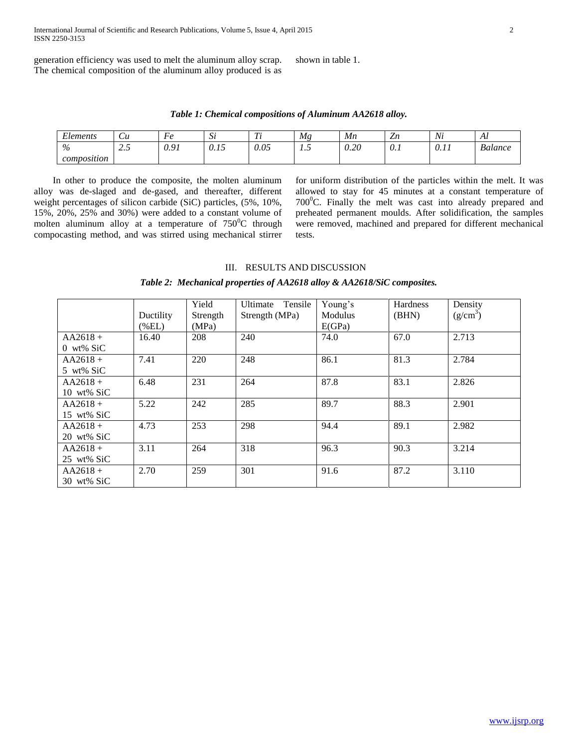generation efficiency was used to melt the aluminum alloy scrap. The chemical composition of the aluminum alloy produced is as shown in table 1.

***Table 1: Chemical compositions of Aluminum AA2618 alloy.***

| *Elements* | *Cu* | *Fe* | *Si* | *Ti* | *Mg* | *Mn* | *Zn* | *Ni* | *Al* |
|---|---|---|---|---|---|---|---|---|---|
| *% composition* | 2.5 | *0.91* | *0.15* | *0.05* | 1.5 | *0.20* | *0.1* | *0.11* | *Balance* |

In other to produce the composite, the molten aluminum alloy was de-slaged and de-gased, and thereafter, different weight percentages of silicon carbide (SiC) particles, (5%, 10%, 15%, 20%, 25% and 30%) were added to a constant volume of molten aluminum alloy at a temperature of 750$^0$C through compocasting method, and was stirred using mechanical stirrer for uniform distribution of the particles within the melt. It was allowed to stay for 45 minutes at a constant temperature of 700$^0$C. Finally the melt was cast into already prepared and preheated permanent moulds. After solidification, the samples were removed, machined and prepared for different mechanical tests.

## III. RESULTS AND DISCUSSION

***Table 2: Mechanical properties of AA2618 alloy & AA2618/SiC composites.***

| | Ductility (%EL) | Yield Strength (MPa) | Ultimate Tensile Strength (MPa) | Young's Modulus E(GPa) | Hardness (BHN) | Density (g/cm$^3$) |
|---|---|---|---|---|---|---|
| AA2618 + 0 wt% SiC | 16.40 | 208 | 240 | 74.0 | 67.0 | 2.713 |
| AA2618 + 5 wt% SiC | 7.41 | 220 | 248 | 86.1 | 81.3 | 2.784 |
| AA2618 + 10 wt% SiC | 6.48 | 231 | 264 | 87.8 | 83.1 | 2.826 |
| AA2618 + 15 wt% SiC | 5.22 | 242 | 285 | 89.7 | 88.3 | 2.901 |
| AA2618 + 20 wt% SiC | 4.73 | 253 | 298 | 94.4 | 89.1 | 2.982 |
| AA2618 + 25 wt% SiC | 3.11 | 264 | 318 | 96.3 | 90.3 | 3.214 |
| AA2618 + 30 wt% SiC | 2.70 | 259 | 301 | 91.6 | 87.2 | 3.110 |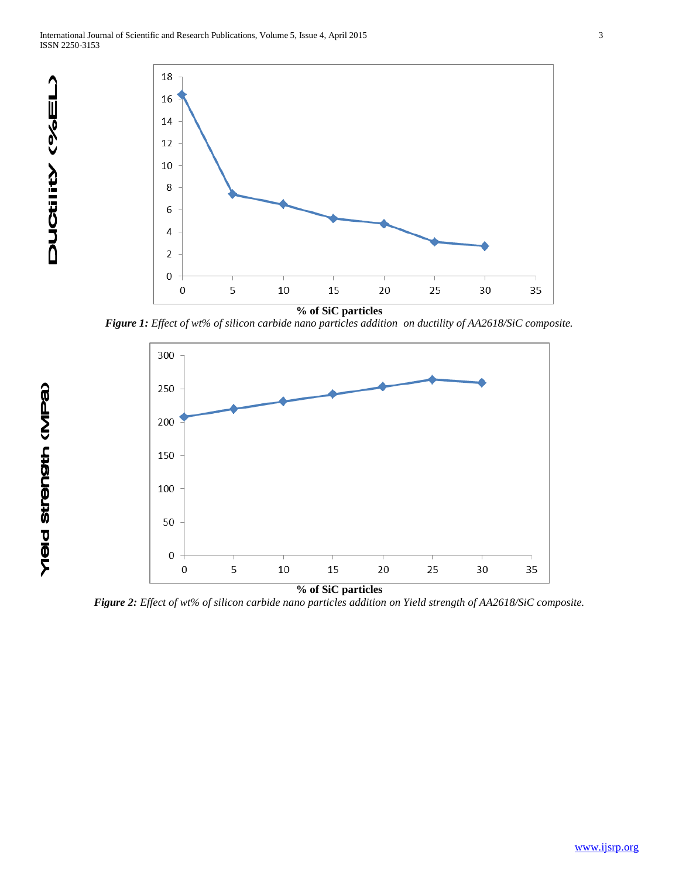*Figure 1: Effect of wt% of silicon carbide nano particles addition on ductility of AA2618/SiC composite.*

*Figure 2: Effect of wt% of silicon carbide nano particles addition on Yield strength of AA2618/SiC composite.*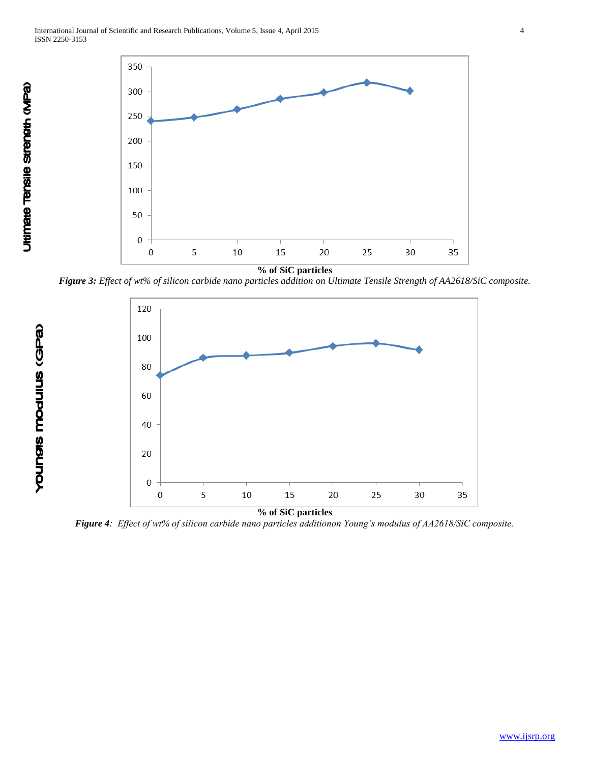*Figure 3: Effect of wt% of silicon carbide nano particles addition on Ultimate Tensile Strength of AA2618/SiC composite.*

*Figure 4: Effect of wt% of silicon carbide nano particles additionon Young's modulus of AA2618/SiC composite.*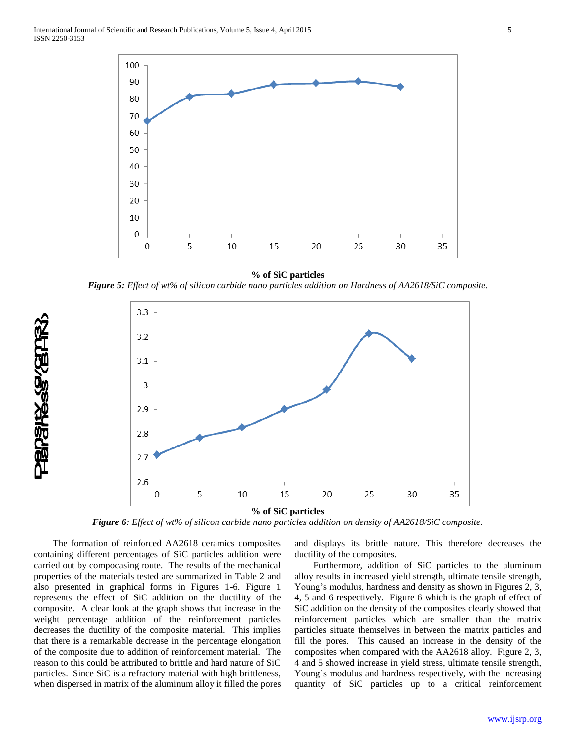% of SiC particles

***Figure 5:*** *Effect of wt% of silicon carbide nano particles addition on Hardness of AA2618/SiC composite.*

% of SiC particles

***Figure 6****: Effect of wt% of silicon carbide nano particles addition on density of AA2618/SiC composite.*

The formation of reinforced AA2618 ceramics composites containing different percentages of SiC particles addition were carried out by compocasing route. The results of the mechanical properties of the materials tested are summarized in Table 2 and also presented in graphical forms in Figures 1-6. Figure 1 represents the effect of SiC addition on the ductility of the composite. A clear look at the graph shows that increase in the weight percentage addition of the reinforcement particles decreases the ductility of the composite material. This implies that there is a remarkable decrease in the percentage elongation of the composite due to addition of reinforcement material. The reason to this could be attributed to brittle and hard nature of SiC particles. Since SiC is a refractory material with high brittleness, when dispersed in matrix of the aluminum alloy it filled the pores and displays its brittle nature. This therefore decreases the ductility of the composites.

Furthermore, addition of SiC particles to the aluminum alloy results in increased yield strength, ultimate tensile strength, Young's modulus, hardness and density as shown in Figures 2, 3, 4, 5 and 6 respectively. Figure 6 which is the graph of effect of SiC addition on the density of the composites clearly showed that reinforcement particles which are smaller than the matrix particles situate themselves in between the matrix particles and fill the pores. This caused an increase in the density of the composites when compared with the AA2618 alloy. Figure 2, 3, 4 and 5 showed increase in yield stress, ultimate tensile strength, Young's modulus and hardness respectively, with the increasing quantity of SiC particles up to a critical reinforcement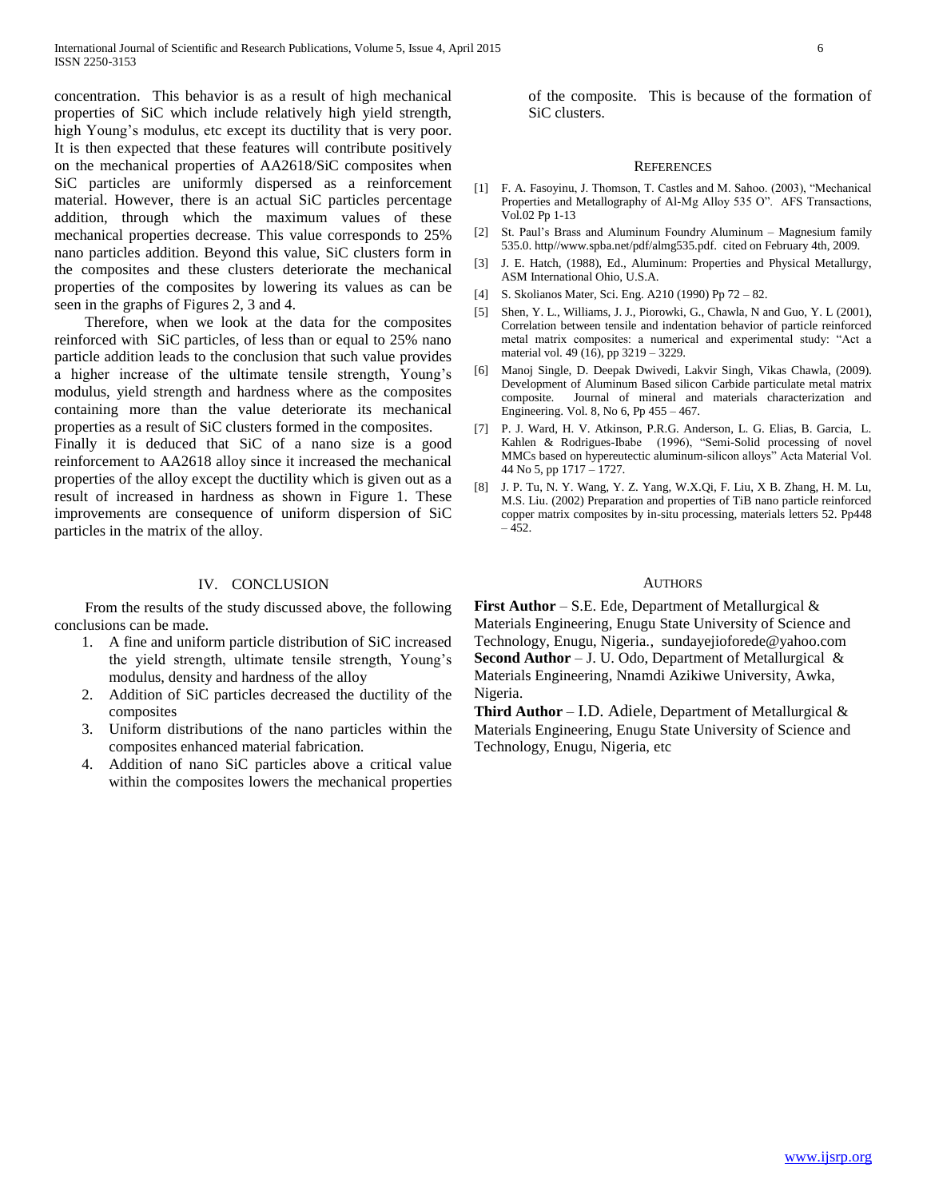concentration. This behavior is as a result of high mechanical properties of SiC which include relatively high yield strength, high Young's modulus, etc except its ductility that is very poor. It is then expected that these features will contribute positively on the mechanical properties of AA2618/SiC composites when SiC particles are uniformly dispersed as a reinforcement material. However, there is an actual SiC particles percentage addition, through which the maximum values of these mechanical properties decrease. This value corresponds to 25% nano particles addition. Beyond this value, SiC clusters form in the composites and these clusters deteriorate the mechanical properties of the composites by lowering its values as can be seen in the graphs of Figures 2, 3 and 4.

Therefore, when we look at the data for the composites reinforced with SiC particles, of less than or equal to 25% nano particle addition leads to the conclusion that such value provides a higher increase of the ultimate tensile strength, Young's modulus, yield strength and hardness where as the composites containing more than the value deteriorate its mechanical properties as a result of SiC clusters formed in the composites.
Finally it is deduced that SiC of a nano size is a good reinforcement to AA2618 alloy since it increased the mechanical properties of the alloy except the ductility which is given out as a result of increased in hardness as shown in Figure 1. These improvements are consequence of uniform dispersion of SiC particles in the matrix of the alloy.

## IV. CONCLUSION

From the results of the study discussed above, the following conclusions can be made.

1. A fine and uniform particle distribution of SiC increased the yield strength, ultimate tensile strength, Young's modulus, density and hardness of the alloy
2. Addition of SiC particles decreased the ductility of the composites
3. Uniform distributions of the nano particles within the composites enhanced material fabrication.
4. Addition of nano SiC particles above a critical value within the composites lowers the mechanical properties of the composite. This is because of the formation of SiC clusters.

## REFERENCES

[1] F. A. Fasoyinu, J. Thomson, T. Castles and M. Sahoo. (2003), "Mechanical Properties and Metallography of Al-Mg Alloy 535 O". AFS Transactions, Vol.02 Pp 1-13

[2] St. Paul's Brass and Aluminum Foundry Aluminum – Magnesium family 535.0. http//www.spba.net/pdf/almg535.pdf. cited on February 4th, 2009.

[3] J. E. Hatch, (1988), Ed., Aluminum: Properties and Physical Metallurgy, ASM International Ohio, U.S.A.

[4] S. Skolianos Mater, Sci. Eng. A210 (1990) Pp 72 – 82.

[5] Shen, Y. L., Williams, J. J., Piorowki, G., Chawla, N and Guo, Y. L (2001), Correlation between tensile and indentation behavior of particle reinforced metal matrix composites: a numerical and experimental study: "Act a material vol. 49 (16), pp 3219 – 3229.

[6] Manoj Single, D. Deepak Dwivedi, Lakvir Singh, Vikas Chawla, (2009). Development of Aluminum Based silicon Carbide particulate metal matrix composite. Journal of mineral and materials characterization and Engineering. Vol. 8, No 6, Pp 455 – 467.

[7] P. J. Ward, H. V. Atkinson, P.R.G. Anderson, L. G. Elias, B. Garcia, L. Kahlen & Rodrigues-Ibabe (1996), "Semi-Solid processing of novel MMCs based on hypereutectic aluminum-silicon alloys" Acta Material Vol. 44 No 5, pp 1717 – 1727.

[8] J. P. Tu, N. Y. Wang, Y. Z. Yang, W.X.Qi, F. Liu, X B. Zhang, H. M. Lu, M.S. Liu. (2002) Preparation and properties of TiB nano particle reinforced copper matrix composites by in-situ processing, materials letters 52. Pp448 – 452.

## AUTHORS

**First Author** – S.E. Ede, Department of Metallurgical & Materials Engineering, Enugu State University of Science and Technology, Enugu, Nigeria., sundayejioforede@yahoo.com
**Second Author** – J. U. Odo, Department of Metallurgical & Materials Engineering, Nnamdi Azikiwe University, Awka, Nigeria.
**Third Author** – I.D. Adiele, Department of Metallurgical & Materials Engineering, Enugu State University of Science and Technology, Enugu, Nigeria, etc